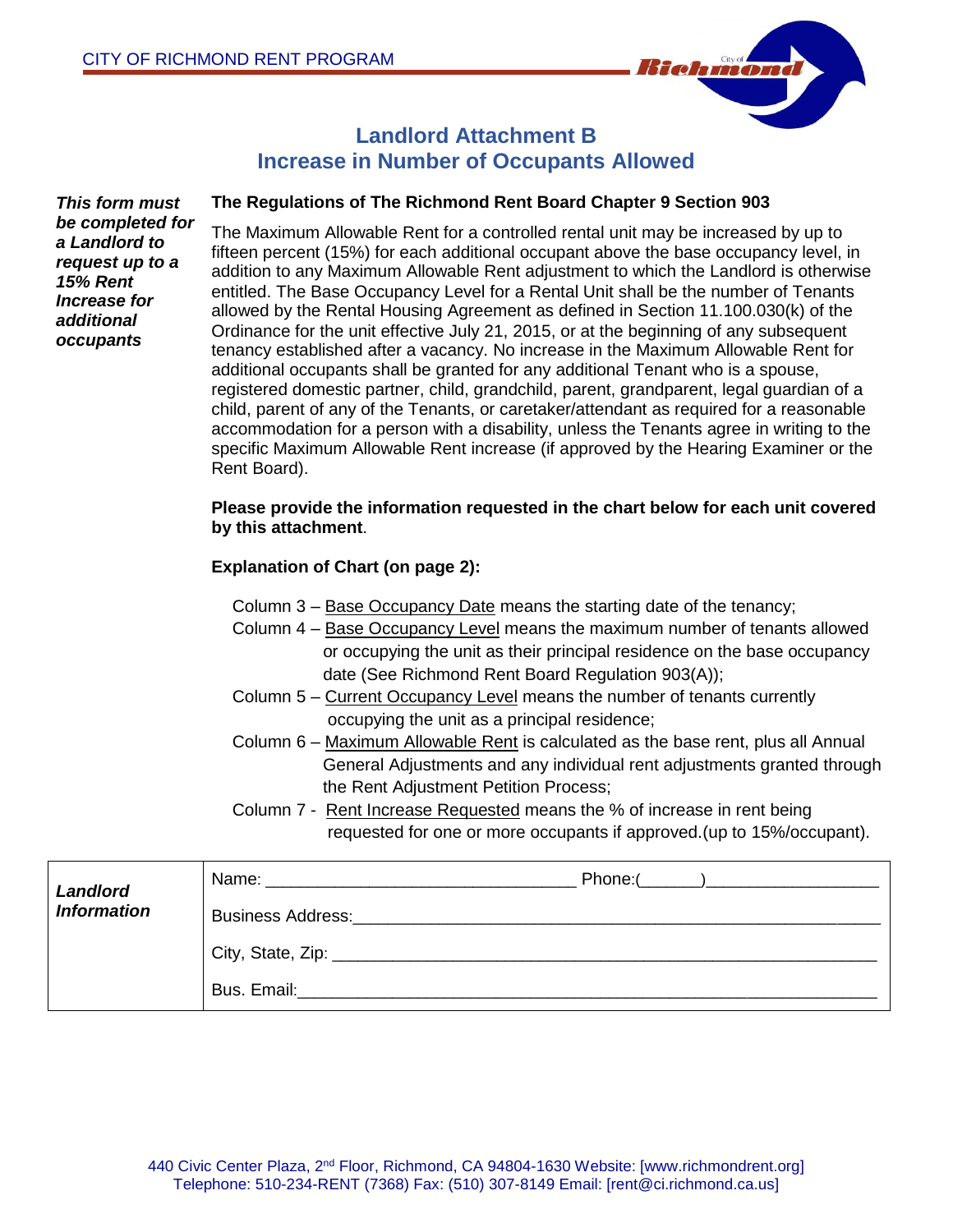CITY OF RICHMOND RENT PROGRAM

# Landlord Attachment B
# Increase in Number of Occupants Allowed

***This form must be completed for a Landlord to request up to a 15% Rent Increase for additional occupants***

**The Regulations of The Richmond Rent Board Chapter 9 Section 903**

The Maximum Allowable Rent for a controlled rental unit may be increased by up to fifteen percent (15%) for each additional occupant above the base occupancy level, in addition to any Maximum Allowable Rent adjustment to which the Landlord is otherwise entitled. The Base Occupancy Level for a Rental Unit shall be the number of Tenants allowed by the Rental Housing Agreement as defined in Section 11.100.030(k) of the Ordinance for the unit effective July 21, 2015, or at the beginning of any subsequent tenancy established after a vacancy. No increase in the Maximum Allowable Rent for additional occupants shall be granted for any additional Tenant who is a spouse, registered domestic partner, child, grandchild, parent, grandparent, legal guardian of a child, parent of any of the Tenants, or caretaker/attendant as required for a reasonable accommodation for a person with a disability, unless the Tenants agree in writing to the specific Maximum Allowable Rent increase (if approved by the Hearing Examiner or the Rent Board).

**Please provide the information requested in the chart below for each unit covered by this attachment**.

**Explanation of Chart (on page 2):**

- Column 3 – Base Occupancy Date means the starting date of the tenancy;
- Column 4 – Base Occupancy Level means the maximum number of tenants allowed or occupying the unit as their principal residence on the base occupancy date (See Richmond Rent Board Regulation 903(A));
- Column 5 – Current Occupancy Level means the number of tenants currently occupying the unit as a principal residence;
- Column 6 – Maximum Allowable Rent is calculated as the base rent, plus all Annual General Adjustments and any individual rent adjustments granted through the Rent Adjustment Petition Process;
- Column 7 - Rent Increase Requested means the % of increase in rent being requested for one or more occupants if approved.(up to 15%/occupant).

| ***Landlord Information*** | Name: _________________________________ Phone:(______)__________________ |
|---|---|
| | Business Address:________________________________________________________ |
| | City, State, Zip: _________________________________________________________ |
| | Bus. Email:_____________________________________________________________ |

440 Civic Center Plaza, 2nd Floor, Richmond, CA 94804-1630 Website: [www.richmondrent.org]
Telephone: 510-234-RENT (7368) Fax: (510) 307-8149 Email: [rent@ci.richmond.ca.us]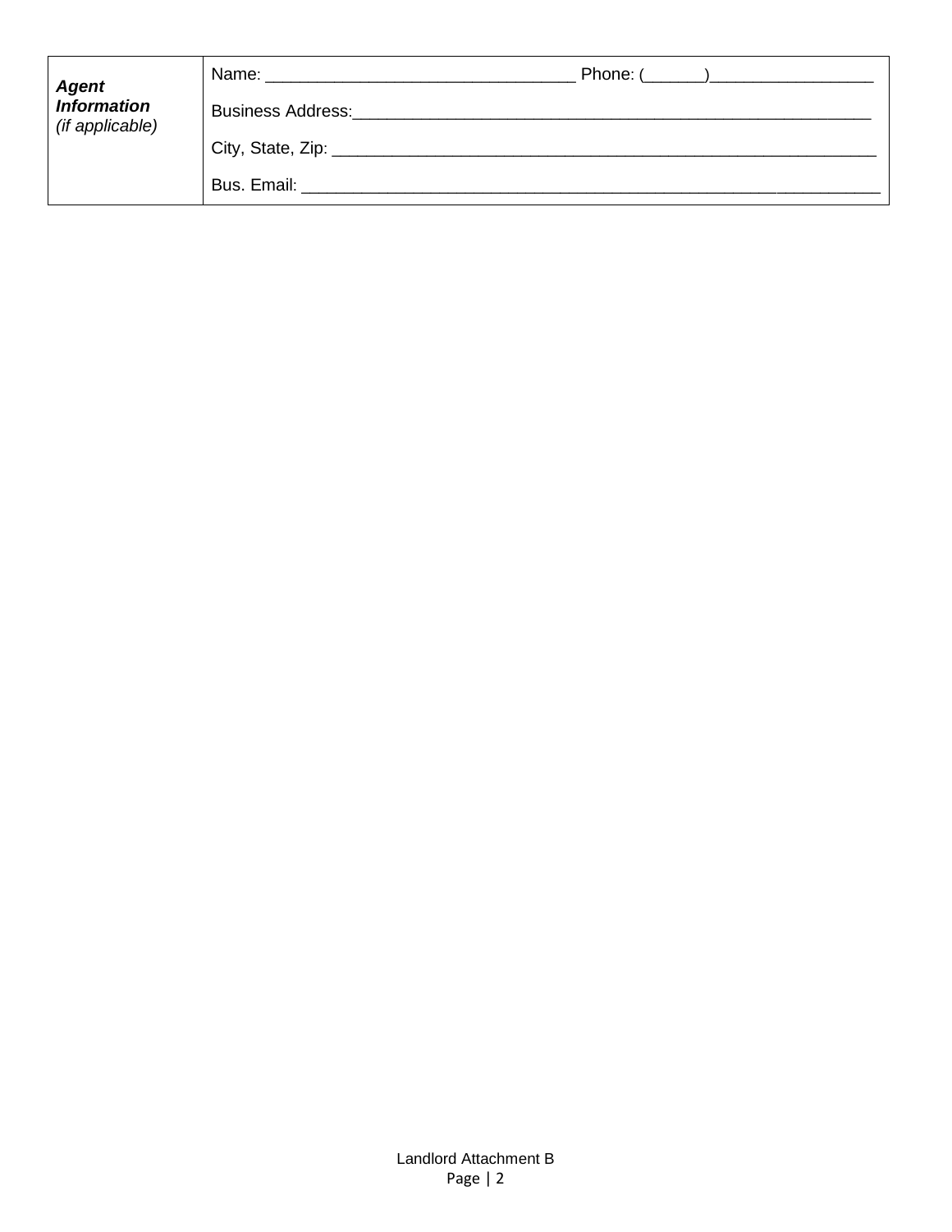| ***Agent Information*** *(if applicable)* | Name: _________________________________ Phone: (______)_________________<br>Business Address:_________________________________________________________<br>City, State, Zip: ____________________________________________________________<br>Bus. Email: ______________________________________________________________ |
|---|---|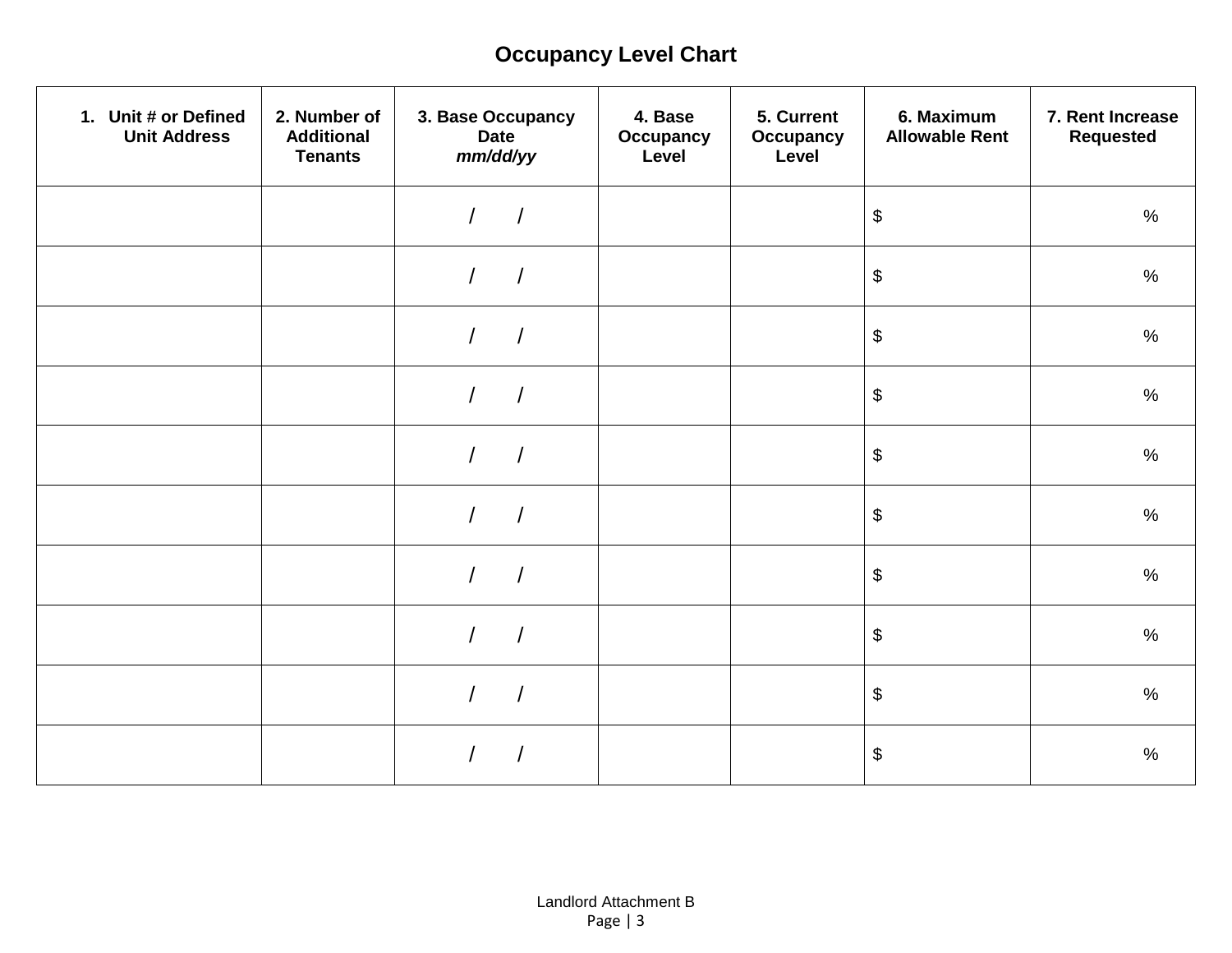## Occupancy Level Chart

| 1. Unit # or Defined Unit Address | 2. Number of Additional Tenants | 3. Base Occupancy Date *mm/dd/yy* | 4. Base Occupancy Level | 5. Current Occupancy Level | 6. Maximum Allowable Rent | 7. Rent Increase Requested |
|---|---|---|---|---|---|---|
| | | / / | | | $ | % |
| | | / / | | | $ | % |
| | | / / | | | $ | % |
| | | / / | | | $ | % |
| | | / / | | | $ | % |
| | | / / | | | $ | % |
| | | / / | | | $ | % |
| | | / / | | | $ | % |
| | | / / | | | $ | % |
| | | / / | | | $ | % |

Landlord Attachment B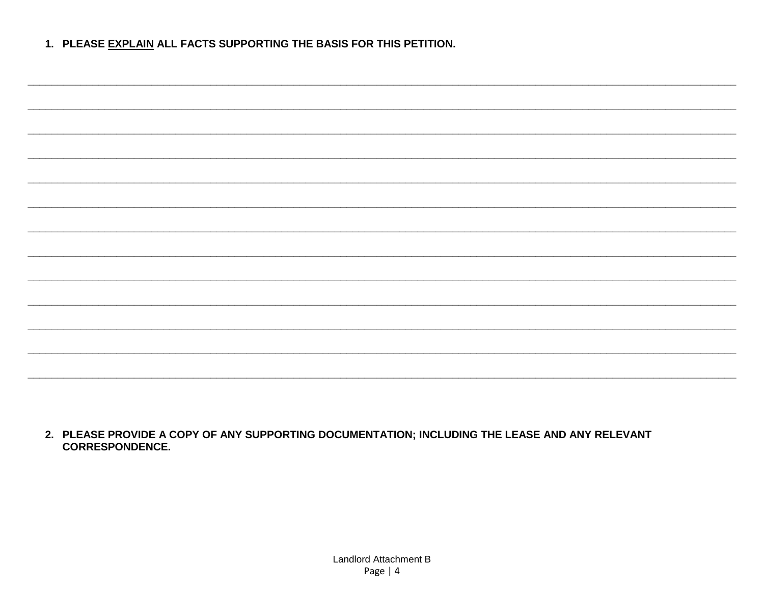1. PLEASE <u>EXPLAIN</u> ALL FACTS SUPPORTING THE BASIS FOR THIS PETITION.

_______________________________________________________________________________

_______________________________________________________________________________

_______________________________________________________________________________

_______________________________________________________________________________

_______________________________________________________________________________

_______________________________________________________________________________

_______________________________________________________________________________

_______________________________________________________________________________

_______________________________________________________________________________

_______________________________________________________________________________

_______________________________________________________________________________

_______________________________________________________________________________

_______________________________________________________________________________

2. PLEASE PROVIDE A COPY OF ANY SUPPORTING DOCUMENTATION; INCLUDING THE LEASE AND ANY RELEVANT CORRESPONDENCE.

Landlord Attachment B